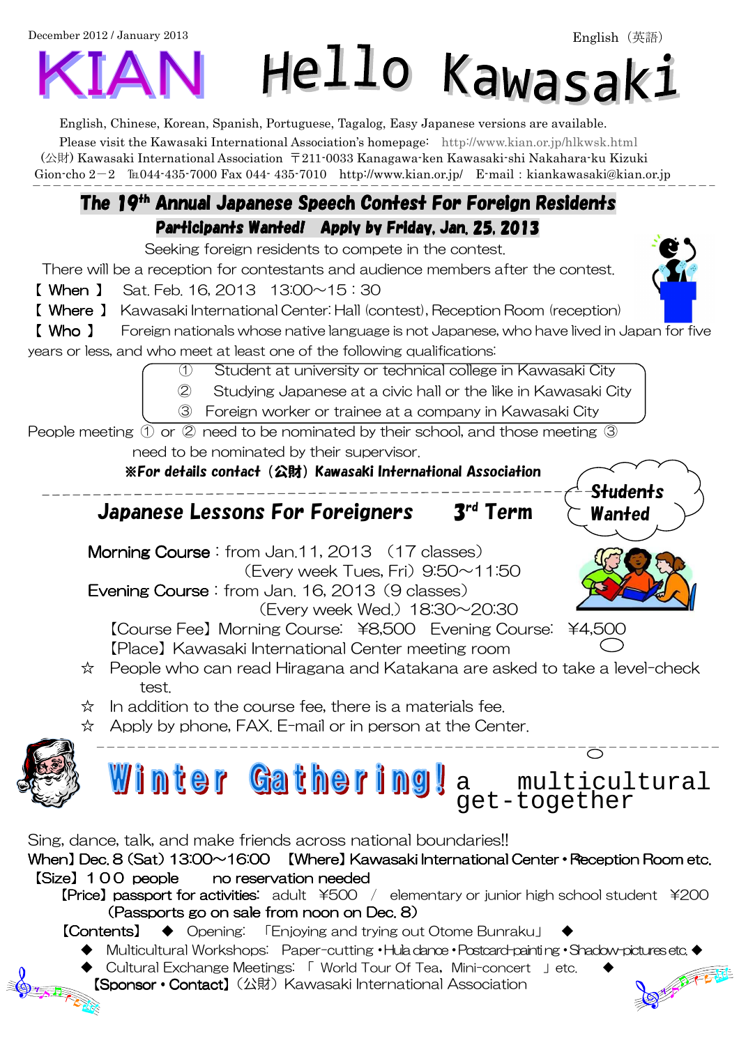December 2012 / January 2013

English（英語）

# KIAN Hello Kawasaki

English, Chinese, Korean, Spanish, Portuguese, Tagalog, Easy Japanese versions are available.
Please visit the Kawasaki International Association's homepage: http://www.kian.or.jp/hlkwsk.html
(公財) Kawasaki International Association 〒211-0033 Kanagawa-ken Kawasaki-shi Nakahara-ku Kizuki Gion-cho 2－2 ℡044-435-7000 Fax 044- 435-7010 http://www.kian.or.jp/ E-mail：kiankawasaki@kian.or.jp

## The 19th Annual Japanese Speech Contest For Foreign Residents

**Participants Wanted! Apply by Friday, Jan. 25, 2013**

Seeking foreign residents to compete in the contest.
There will be a reception for contestants and audience members after the contest.

【When】 Sat. Feb. 16, 2013 13:00～15：30
【Where】 Kawasaki International Center: Hall (contest), Reception Room (reception)
【Who】 Foreign nationals whose native language is not Japanese, who have lived in Japan for five years or less, and who meet at least one of the following qualifications:

① Student at university or technical college in Kawasaki City
② Studying Japanese at a civic hall or the like in Kawasaki City
③ Foreign worker or trainee at a company in Kawasaki City

People meeting ① or ② need to be nominated by their school, and those meeting ③ need to be nominated by their supervisor.

**※For details contact（公財）Kawasaki International Association**

## Japanese Lessons For Foreigners 3rd Term

**Students Wanted**

Morning Course：from Jan.11, 2013 （17 classes）
(Every week Tues, Fri) 9:50～11:50
Evening Course：from Jan. 16, 2013（9 classes）
(Every week Wed.) 18:30～20:30
【Course Fee】Morning Course: ¥8,500 Evening Course: ¥4,500
【Place】Kawasaki International Center meeting room

☆ People who can read Hiragana and Katakana are asked to take a level-check test.
☆ In addition to the course fee, there is a materials fee.
☆ Apply by phone, FAX. E-mail or in person at the Center.

## Winter Gathering! a multicultural get-together

Sing, dance, talk, and make friends across national boundaries!!
When】Dec. 8 (Sat) 13:00～16:00 【Where】Kawasaki International Center・Reception Room etc.
【Size】１００ people no reservation needed
【Price】passport for activities: adult ¥500 / elementary or junior high school student ¥200
(Passports go on sale from noon on Dec. 8)
【Contents】 ◆ Opening: 「Enjoying and trying out Otome Bunraku」 ◆
◆ Multicultural Workshops: Paper-cutting・Hula dance・Postcard-painting・Shadow-pictures etc. ◆
◆ Cultural Exchange Meetings: 「World Tour Of Tea, Mini-concert 」etc. ◆
【Sponsor・Contact】(公財) Kawasaki International Association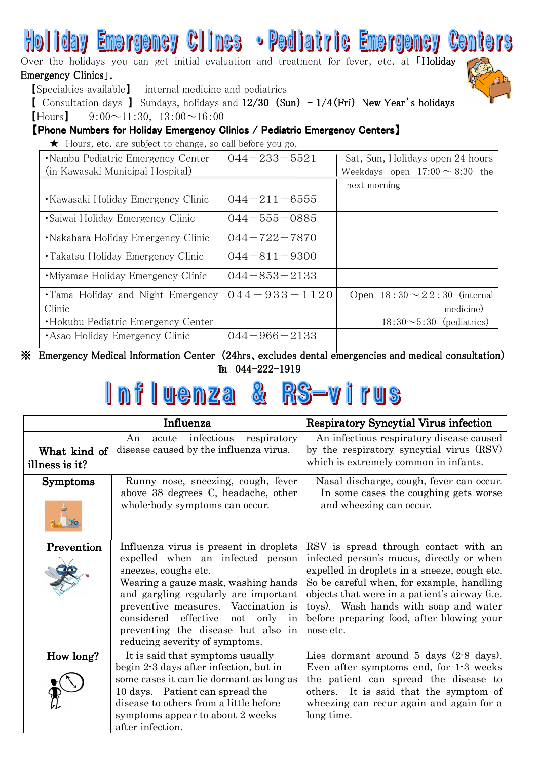# Holiday Emergency Clincs ・Pediatric Emergency Centers

Over the holidays you can get initial evaluation and treatment for fever, etc. at「Holiday Emergency Clinics」.

【Specialties available】 internal medicine and pediatrics

【 Consultation days 】 Sundays, holidays and 12/30（Sun） - 1/4(Fri) New Year's holidays

【Hours】 9:00～11:30, 13:00～16:00

**【Phone Numbers for Holiday Emergency Clinics / Pediatric Emergency Centers】**

★ Hours, etc. are subject to change, so call before you go.

| | | |
|---|---|---|
| ・Nambu Pediatric Emergency Center (in Kawasaki Municipal Hospital) | 044－233－5521 | Sat, Sun, Holidays open 24 hours Weekdays open 17:00 ～ 8:30 the next morning |
| ・Kawasaki Holiday Emergency Clinic | 044－211－6555 | |
| ・Saiwai Holiday Emergency Clinic | 044－555－0885 | |
| ・Nakahara Holiday Emergency Clinic | 044－722－7870 | |
| ・Takatsu Holiday Emergency Clinic | 044－811－9300 | |
| ・Miyamae Holiday Emergency Clinic | 044－853－2133 | |
| ・Tama Holiday and Night Emergency Clinic<br>・Hokubu Pediatric Emergency Center | 044－933－1120 | Open 18：30～22：30 (internal medicine)<br>18:30～5:30 (pediatrics) |
| ・Asao Holiday Emergency Clinic | 044－966－2133 | |

※ Emergency Medical Information Center（24hrs、excludes dental emergencies and medical consultation）
℡ 044-222-1919

# Influenza & RS-virus

| | Influenza | Respiratory Syncytial Virus infection |
|---|---|---|
| What kind of illness is it? | An acute infectious respiratory disease caused by the influenza virus. | An infectious respiratory disease caused by the respiratory syncytial virus (RSV) which is extremely common in infants. |
| Symptoms | Runny nose, sneezing, cough, fever above 38 degrees C, headache, other whole-body symptoms can occur. | Nasal discharge, cough, fever can occur. In some cases the coughing gets worse and wheezing can occur. |
| Prevention | Influenza virus is present in droplets expelled when an infected person sneezes, coughs etc. Wearing a gauze mask, washing hands and gargling regularly are important preventive measures. Vaccination is considered effective not only in preventing the disease but also in reducing severity of symptoms. | RSV is spread through contact with an infected person's mucus, directly or when expelled in droplets in a sneeze, cough etc. So be careful when, for example, handling objects that were in a patient's airway (i.e. toys). Wash hands with soap and water before preparing food, after blowing your nose etc. |
| How long? | It is said that symptoms usually begin 2-3 days after infection, but in some cases it can lie dormant as long as 10 days. Patient can spread the disease to others from a little before symptoms appear to about 2 weeks after infection. | Lies dormant around 5 days (2-8 days). Even after symptoms end, for 1-3 weeks the patient can spread the disease to others. It is said that the symptom of wheezing can recur again and again for a long time. |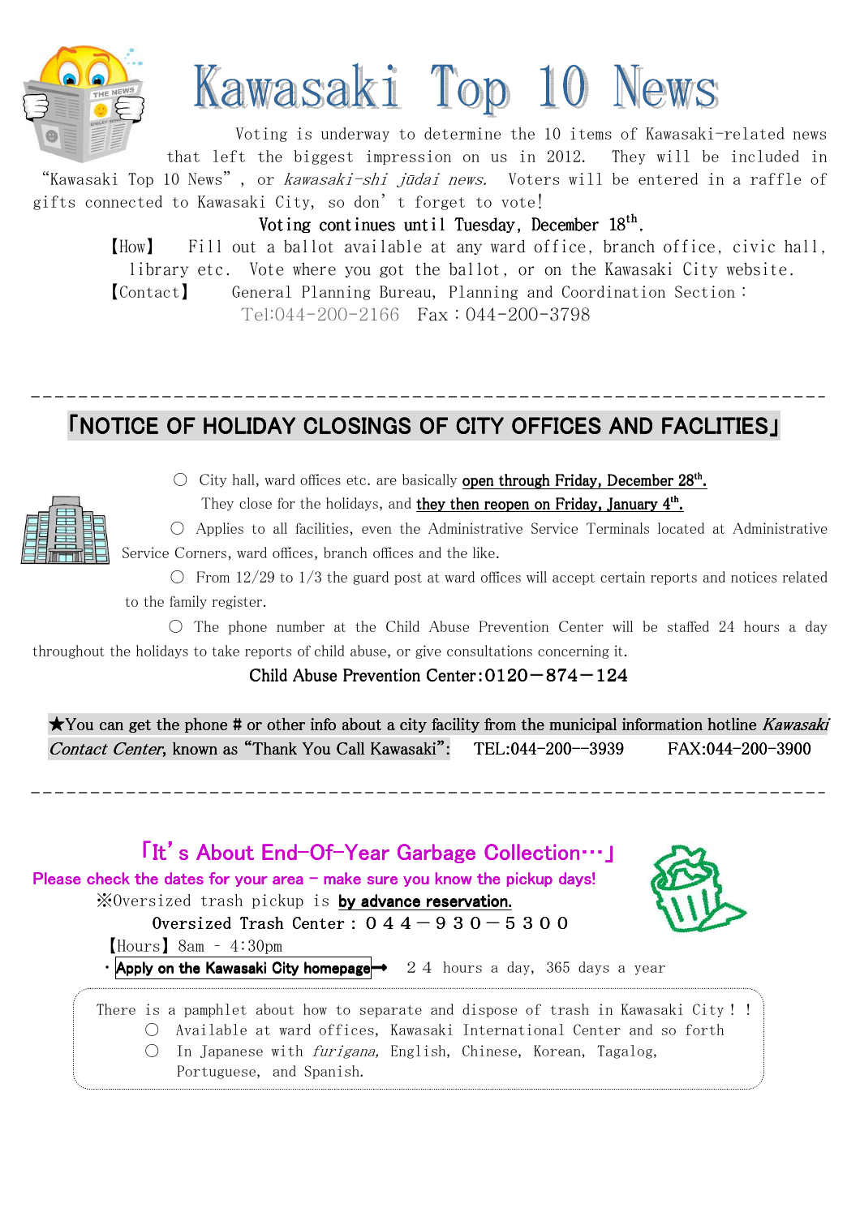# Kawasaki Top 10 News

Voting is underway to determine the 10 items of Kawasaki-related news that left the biggest impression on us in 2012. They will be included in "Kawasaki Top 10 News", or *kawasaki-shi jūdai news.* Voters will be entered in a raffle of gifts connected to Kawasaki City, so don't forget to vote!

**Voting continues until Tuesday, December 18th.**

【How】 Fill out a ballot available at any ward office, branch office, civic hall, library etc. Vote where you got the ballot, or on the Kawasaki City website.

【Contact】 General Planning Bureau, Planning and Coordination Section： Tel:044-200-2166 Fax：044-200-3798

---

## 「NOTICE OF HOLIDAY CLOSINGS OF CITY OFFICES AND FACLITIES」

○ City hall, ward offices etc. are basically **open through Friday, December 28th.** They close for the holidays, and **they then reopen on Friday, January 4th.**

○ Applies to all facilities, even the Administrative Service Terminals located at Administrative Service Corners, ward offices, branch offices and the like.

○ From 12/29 to 1/3 the guard post at ward offices will accept certain reports and notices related to the family register.

○ The phone number at the Child Abuse Prevention Center will be staffed 24 hours a day throughout the holidays to take reports of child abuse, or give consultations concerning it.

Child Abuse Prevention Center:0120－874－124

★You can get the phone # or other info about a city facility from the municipal information hotline *Kawasaki Contact Center*, known as "Thank You Call Kawasaki": TEL:044-200--3939 FAX:044-200-3900

---

## 「It's About End-Of-Year Garbage Collection…」

**Please check the dates for your area – make sure you know the pickup days!**

※Oversized trash pickup is **by advance reservation.**

Oversized Trash Center：０４４－９３０－５３００

【Hours】8am – 4:30pm

・Apply on the Kawasaki City homepage→ ２４ hours a day, 365 days a year

There is a pamphlet about how to separate and dispose of trash in Kawasaki City！！

○ Available at ward offices, Kawasaki International Center and so forth

○ In Japanese with *furigana,* English, Chinese, Korean, Tagalog, Portuguese, and Spanish.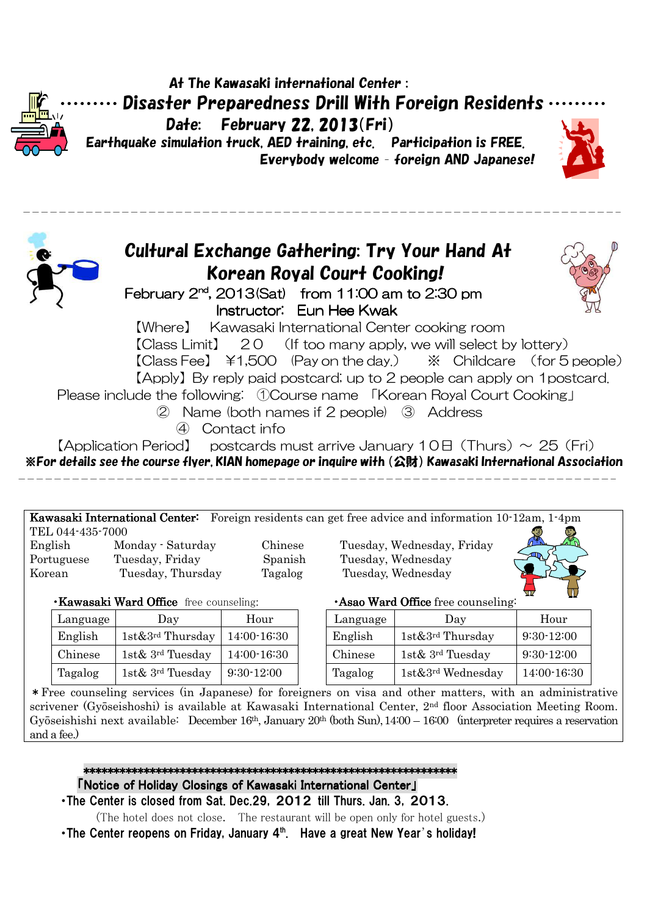At The Kawasaki international Center :

## ········· Disaster Preparedness Drill With Foreign Residents ·········

**Date: February 22, 2013(Fri)**

**Earthquake simulation truck, AED training, etc. Participation is FREE.**

**Everybody welcome – foreign AND Japanese!**

---

## Cultural Exchange Gathering: Try Your Hand At Korean Royal Court Cooking!

February 2nd, 2013(Sat) from 11:00 am to 2:30 pm

Instructor: Eun Hee Kwak

【Where】 Kawasaki International Center cooking room

【Class Limit】 ２０ (If too many apply, we will select by lottery)

【Class Fee】 ¥1,500 (Pay on the day.) ※ Childcare (for 5 people)

【Apply】By reply paid postcard; up to 2 people can apply on 1postcard.

Please include the following: ①Course name 「Korean Royal Court Cooking」 ② Name (both names if 2 people) ③ Address ④ Contact info

【Application Period】 postcards must arrive January 10日 (Thurs) ～ 25 (Fri)

**※For details see the course flyer, KIAN homepage or inquire with (公財) Kawasaki International Association**

---

**Kawasaki International Center:** Foreign residents can get free advice and information 10-12am, 1-4pm

TEL 044-435-7000

| | | | |
|---|---|---|---|
| English | Monday - Saturday | Chinese | Tuesday, Wednesday, Friday |
| Portuguese | Tuesday, Friday | Spanish | Tuesday, Wednesday |
| Korean | Tuesday, Thursday | Tagalog | Tuesday, Wednesday |

・**Kawasaki Ward Office** free counseling:

| Language | Day | Hour |
|---|---|---|
| English | 1st&3rd Thursday | 14:00-16:30 |
| Chinese | 1st& 3rd Tuesday | 14:00-16:30 |
| Tagalog | 1st& 3rd Tuesday | 9:30-12:00 |

・**Asao Ward Office** free counseling:

| Language | Day | Hour |
|---|---|---|
| English | 1st&3rd Thursday | 9:30-12:00 |
| Chinese | 1st& 3rd Tuesday | 9:30-12:00 |
| Tagalog | 1st&3rd Wednesday | 14:00-16:30 |

＊Free counseling services (in Japanese) for foreigners on visa and other matters, with an administrative scrivener (Gyōseishoshi) is available at Kawasaki International Center, 2nd floor Association Meeting Room. Gyōseishishi next available: December 16th, January 20th (both Sun), 14:00 – 16:00 (interpreter requires a reservation and a fee.)

＊＊＊＊＊＊＊＊＊＊＊＊＊＊＊＊＊＊＊＊＊＊＊＊＊＊＊＊＊＊＊＊＊＊＊＊＊＊＊＊＊＊＊＊＊＊＊＊＊＊＊＊＊＊＊＊＊＊＊＊＊＊＊＊＊＊＊＊

**「Notice of Holiday Closings of Kawasaki International Center」**

- **The Center is closed from Sat. Dec.29, 2012 till Thurs. Jan. 3, 2013.**

  (The hotel does not close. The restaurant will be open only for hotel guests.)

- **The Center reopens on Friday, January 4th. Have a great New Year's holiday!**